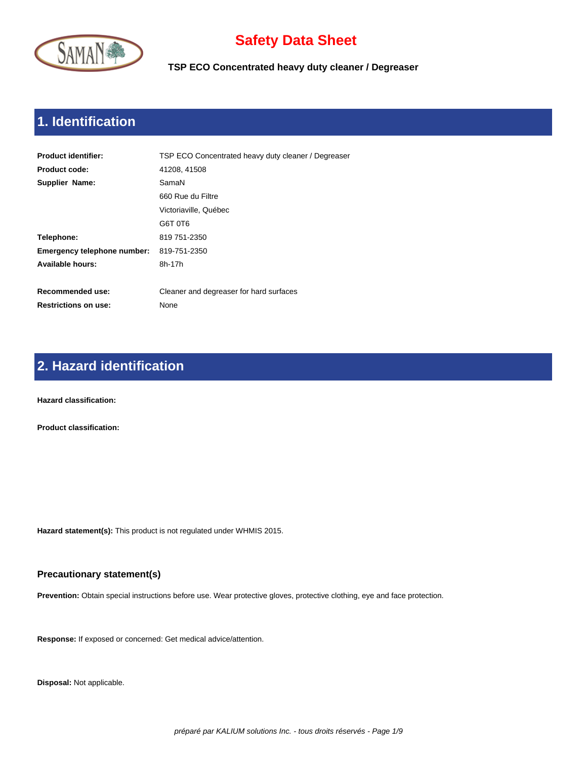# Safety Data Sheet

**TSP ECO Concentrated heavy duty cleaner / Degreaser**

## 1. Identification

| | |
|---|---|
| **Product identifier:** | TSP ECO Concentrated heavy duty cleaner / Degreaser |
| **Product code:** | 41208, 41508 |
| **Supplier Name:** | SamaN |
| | 660 Rue du Filtre |
| | Victoriaville, Québec |
| | G6T 0T6 |
| **Telephone:** | 819 751-2350 |
| **Emergency telephone number:** | 819-751-2350 |
| **Available hours:** | 8h-17h |
| **Recommended use:** | Cleaner and degreaser for hard surfaces |
| **Restrictions on use:** | None |

## 2. Hazard identification

**Hazard classification:**

**Product classification:**

**Hazard statement(s):** This product is not regulated under WHMIS 2015.

### Precautionary statement(s)

**Prevention:** Obtain special instructions before use. Wear protective gloves, protective clothing, eye and face protection.

**Response:** If exposed or concerned: Get medical advice/attention.

**Disposal:** Not applicable.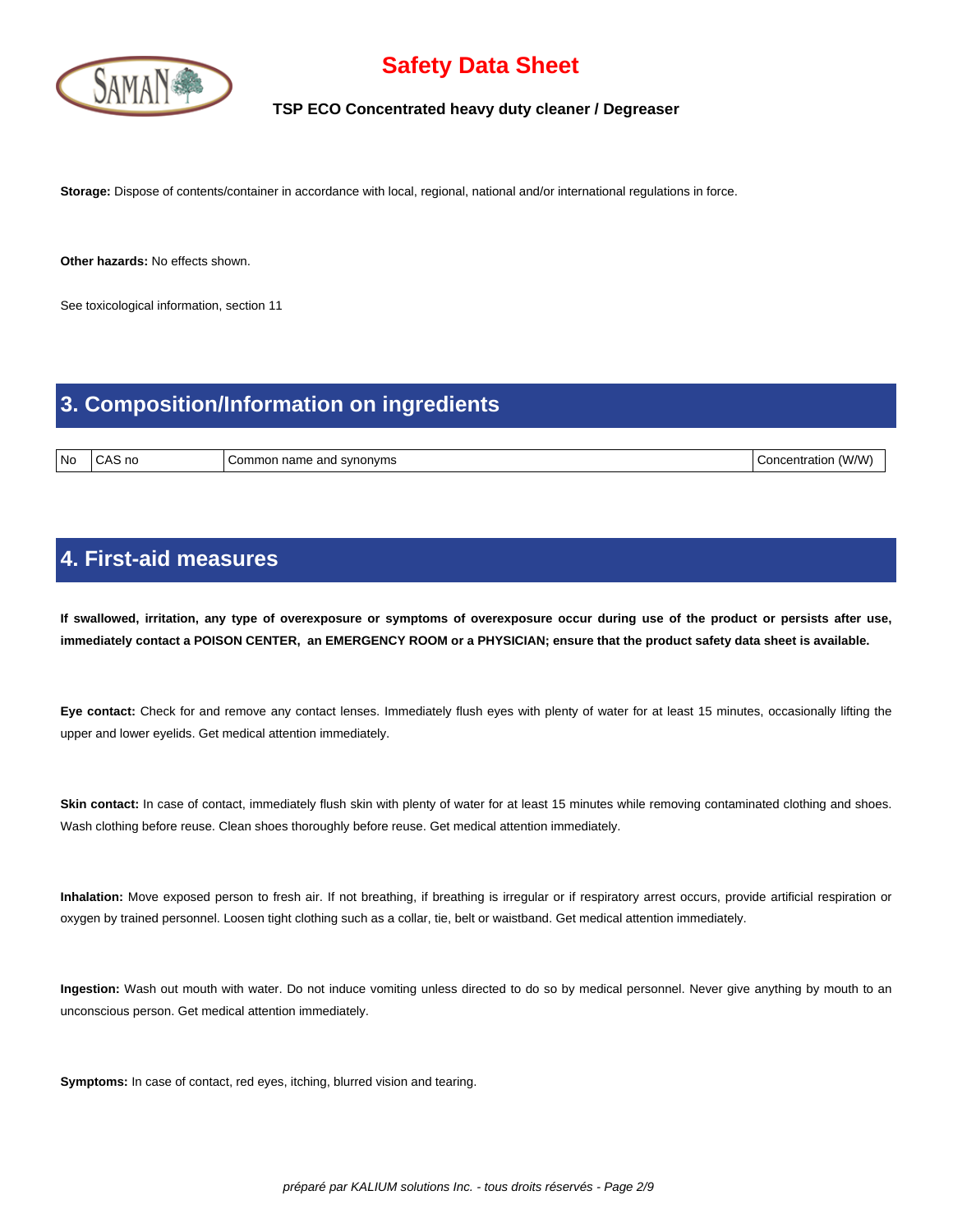**Storage:** Dispose of contents/container in accordance with local, regional, national and/or international regulations in force.

**Other hazards:** No effects shown.

See toxicological information, section 11

## 3. Composition/Information on ingredients

| No | CAS no | Common name and synonyms | Concentration (W/W) |
| --- | --- | --- | --- |

## 4. First-aid measures

**If swallowed, irritation, any type of overexposure or symptoms of overexposure occur during use of the product or persists after use, immediately contact a POISON CENTER, an EMERGENCY ROOM or a PHYSICIAN; ensure that the product safety data sheet is available.**

**Eye contact:** Check for and remove any contact lenses. Immediately flush eyes with plenty of water for at least 15 minutes, occasionally lifting the upper and lower eyelids. Get medical attention immediately.

**Skin contact:** In case of contact, immediately flush skin with plenty of water for at least 15 minutes while removing contaminated clothing and shoes. Wash clothing before reuse. Clean shoes thoroughly before reuse. Get medical attention immediately.

**Inhalation:** Move exposed person to fresh air. If not breathing, if breathing is irregular or if respiratory arrest occurs, provide artificial respiration or oxygen by trained personnel. Loosen tight clothing such as a collar, tie, belt or waistband. Get medical attention immediately.

**Ingestion:** Wash out mouth with water. Do not induce vomiting unless directed to do so by medical personnel. Never give anything by mouth to an unconscious person. Get medical attention immediately.

**Symptoms:** In case of contact, red eyes, itching, blurred vision and tearing.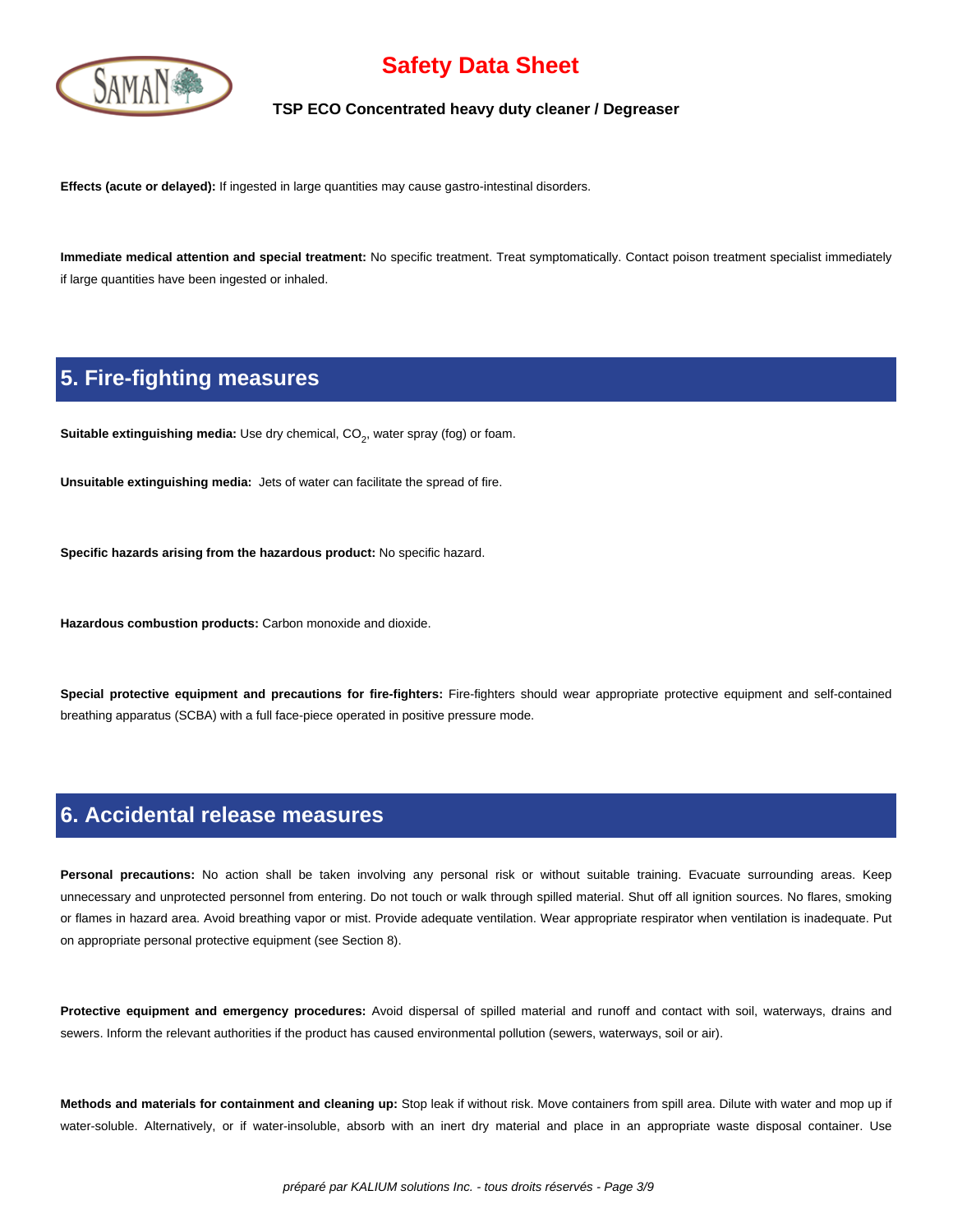**Effects (acute or delayed):** If ingested in large quantities may cause gastro-intestinal disorders.

**Immediate medical attention and special treatment:** No specific treatment. Treat symptomatically. Contact poison treatment specialist immediately if large quantities have been ingested or inhaled.

## 5. Fire-fighting measures

**Suitable extinguishing media:** Use dry chemical, $CO_2$, water spray (fog) or foam.

**Unsuitable extinguishing media:** Jets of water can facilitate the spread of fire.

**Specific hazards arising from the hazardous product:** No specific hazard.

**Hazardous combustion products:** Carbon monoxide and dioxide.

**Special protective equipment and precautions for fire-fighters:** Fire-fighters should wear appropriate protective equipment and self-contained breathing apparatus (SCBA) with a full face-piece operated in positive pressure mode.

## 6. Accidental release measures

**Personal precautions:** No action shall be taken involving any personal risk or without suitable training. Evacuate surrounding areas. Keep unnecessary and unprotected personnel from entering. Do not touch or walk through spilled material. Shut off all ignition sources. No flares, smoking or flames in hazard area. Avoid breathing vapor or mist. Provide adequate ventilation. Wear appropriate respirator when ventilation is inadequate. Put on appropriate personal protective equipment (see Section 8).

**Protective equipment and emergency procedures:** Avoid dispersal of spilled material and runoff and contact with soil, waterways, drains and sewers. Inform the relevant authorities if the product has caused environmental pollution (sewers, waterways, soil or air).

**Methods and materials for containment and cleaning up:** Stop leak if without risk. Move containers from spill area. Dilute with water and mop up if water-soluble. Alternatively, or if water-insoluble, absorb with an inert dry material and place in an appropriate waste disposal container. Use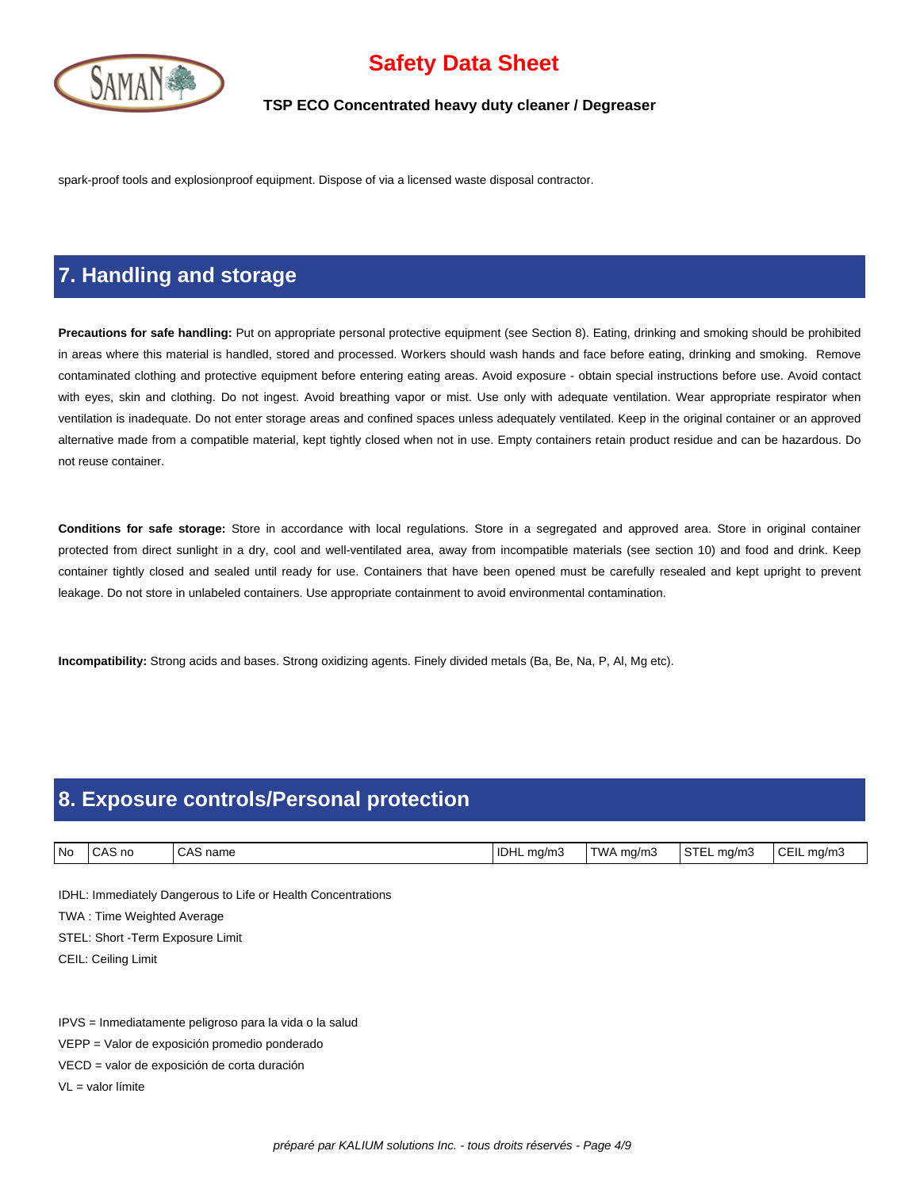spark-proof tools and explosionproof equipment. Dispose of via a licensed waste disposal contractor.

## 7. Handling and storage

**Precautions for safe handling:** Put on appropriate personal protective equipment (see Section 8). Eating, drinking and smoking should be prohibited in areas where this material is handled, stored and processed. Workers should wash hands and face before eating, drinking and smoking.  Remove contaminated clothing and protective equipment before entering eating areas. Avoid exposure - obtain special instructions before use. Avoid contact with eyes, skin and clothing. Do not ingest. Avoid breathing vapor or mist. Use only with adequate ventilation. Wear appropriate respirator when ventilation is inadequate. Do not enter storage areas and confined spaces unless adequately ventilated. Keep in the original container or an approved alternative made from a compatible material, kept tightly closed when not in use. Empty containers retain product residue and can be hazardous. Do not reuse container.

**Conditions for safe storage:** Store in accordance with local regulations. Store in a segregated and approved area. Store in original container protected from direct sunlight in a dry, cool and well-ventilated area, away from incompatible materials (see section 10) and food and drink. Keep container tightly closed and sealed until ready for use. Containers that have been opened must be carefully resealed and kept upright to prevent leakage. Do not store in unlabeled containers. Use appropriate containment to avoid environmental contamination.

**Incompatibility:** Strong acids and bases. Strong oxidizing agents. Finely divided metals (Ba, Be, Na, P, Al, Mg etc).

## 8. Exposure controls/Personal protection

| No | CAS no | CAS name | IDHL mg/m3 | TWA mg/m3 | STEL mg/m3 | CEIL mg/m3 |
|---|---|---|---|---|---|---|

IDHL: Immediately Dangerous to Life or Health Concentrations

TWA : Time Weighted Average

STEL: Short -Term Exposure Limit

CEIL: Ceiling Limit

IPVS = Inmediatamente peligroso para la vida o la salud

VEPP = Valor de exposición promedio ponderado

VECD = valor de exposición de corta duración

VL = valor límite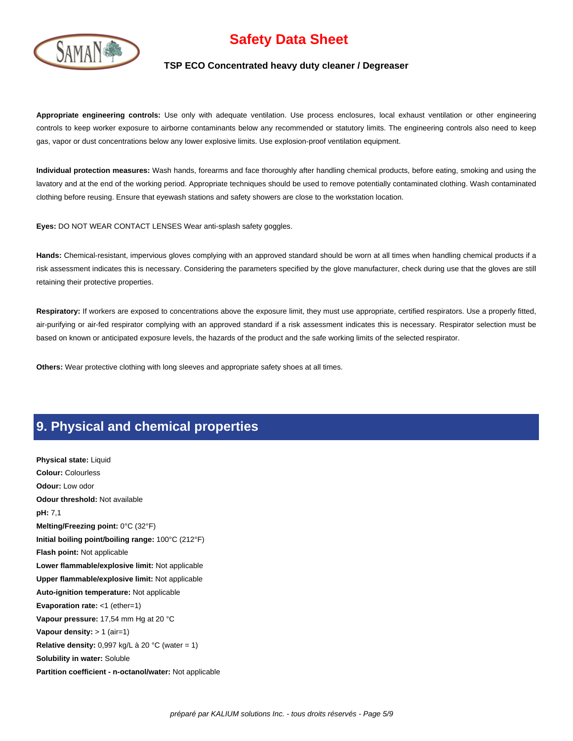**Appropriate engineering controls:** Use only with adequate ventilation. Use process enclosures, local exhaust ventilation or other engineering controls to keep worker exposure to airborne contaminants below any recommended or statutory limits. The engineering controls also need to keep gas, vapor or dust concentrations below any lower explosive limits. Use explosion-proof ventilation equipment.

**Individual protection measures:** Wash hands, forearms and face thoroughly after handling chemical products, before eating, smoking and using the lavatory and at the end of the working period. Appropriate techniques should be used to remove potentially contaminated clothing. Wash contaminated clothing before reusing. Ensure that eyewash stations and safety showers are close to the workstation location.

**Eyes:** DO NOT WEAR CONTACT LENSES Wear anti-splash safety goggles.

**Hands:** Chemical-resistant, impervious gloves complying with an approved standard should be worn at all times when handling chemical products if a risk assessment indicates this is necessary. Considering the parameters specified by the glove manufacturer, check during use that the gloves are still retaining their protective properties.

**Respiratory:** If workers are exposed to concentrations above the exposure limit, they must use appropriate, certified respirators. Use a properly fitted, air-purifying or air-fed respirator complying with an approved standard if a risk assessment indicates this is necessary. Respirator selection must be based on known or anticipated exposure levels, the hazards of the product and the safe working limits of the selected respirator.

**Others:** Wear protective clothing with long sleeves and appropriate safety shoes at all times.

## 9. Physical and chemical properties

**Physical state:** Liquid
**Colour:** Colourless
**Odour:** Low odor
**Odour threshold:** Not available
**pH:** 7,1
**Melting/Freezing point:** 0°C (32°F)
**Initial boiling point/boiling range:** 100°C (212°F)
**Flash point:** Not applicable
**Lower flammable/explosive limit:** Not applicable
**Upper flammable/explosive limit:** Not applicable
**Auto-ignition temperature:** Not applicable
**Evaporation rate:** <1 (ether=1)
**Vapour pressure:** 17,54 mm Hg at 20 °C
**Vapour density:** > 1 (air=1)
**Relative density:** 0,997 kg/L à 20 °C (water = 1)
**Solubility in water:** Soluble
**Partition coefficient - n-octanol/water:** Not applicable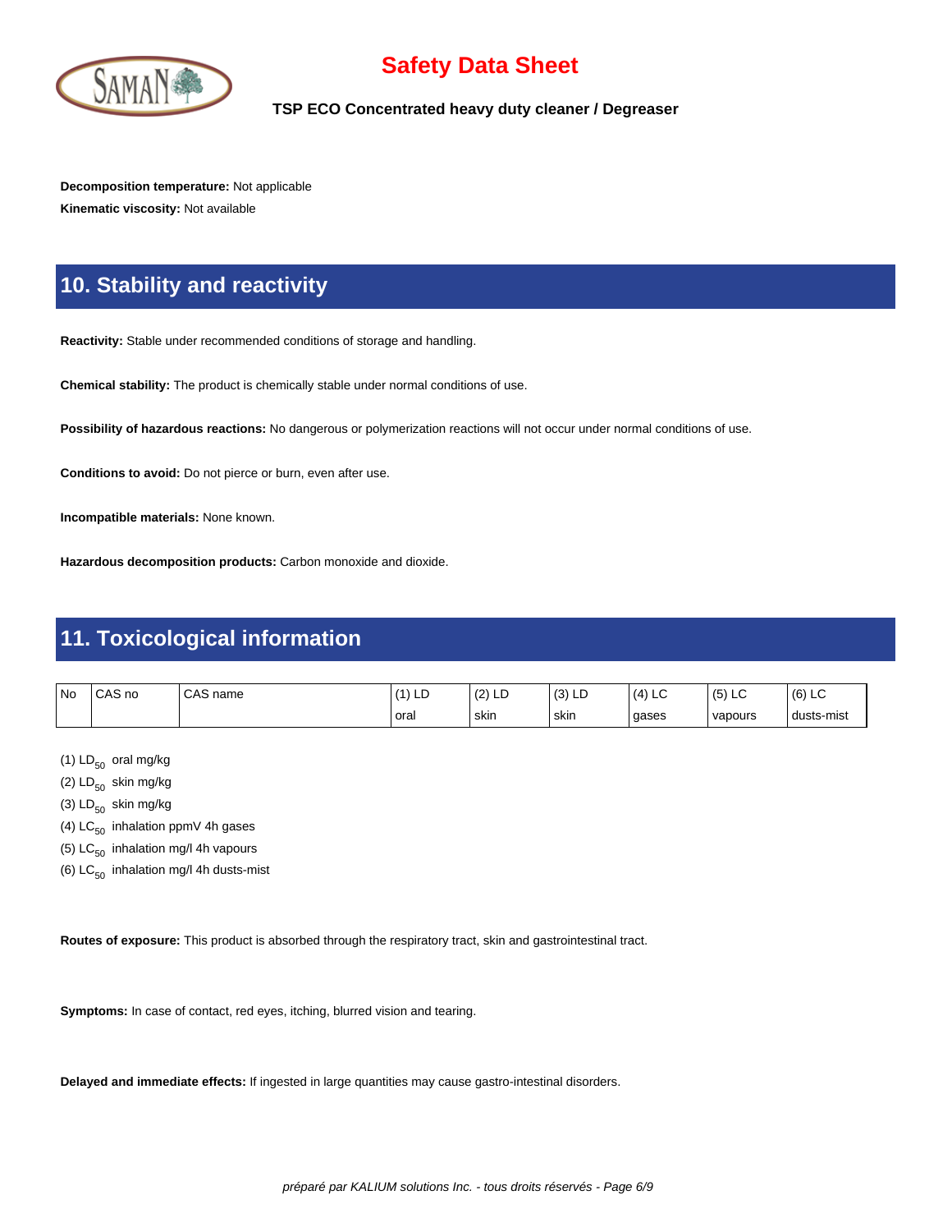**Decomposition temperature:** Not applicable

**Kinematic viscosity:** Not available

## 10. Stability and reactivity

**Reactivity:** Stable under recommended conditions of storage and handling.

**Chemical stability:** The product is chemically stable under normal conditions of use.

**Possibility of hazardous reactions:** No dangerous or polymerization reactions will not occur under normal conditions of use.

**Conditions to avoid:** Do not pierce or burn, even after use.

**Incompatible materials:** None known.

**Hazardous decomposition products:** Carbon monoxide and dioxide.

## 11. Toxicological information

| No | CAS no | CAS name | (1) LD oral | (2) LD skin | (3) LD skin | (4) LC gases | (5) LC vapours | (6) LC dusts-mist |
|---|---|---|---|---|---|---|---|---|

(1) $LD_{50}$ oral mg/kg

(2) $LD_{50}$ skin mg/kg

(3) $LD_{50}$ skin mg/kg

(4) $LC_{50}$ inhalation ppmV 4h gases

(5) $LC_{50}$ inhalation mg/l 4h vapours

(6) $LC_{50}$ inhalation mg/l 4h dusts-mist

**Routes of exposure:** This product is absorbed through the respiratory tract, skin and gastrointestinal tract.

**Symptoms:** In case of contact, red eyes, itching, blurred vision and tearing.

**Delayed and immediate effects:** If ingested in large quantities may cause gastro-intestinal disorders.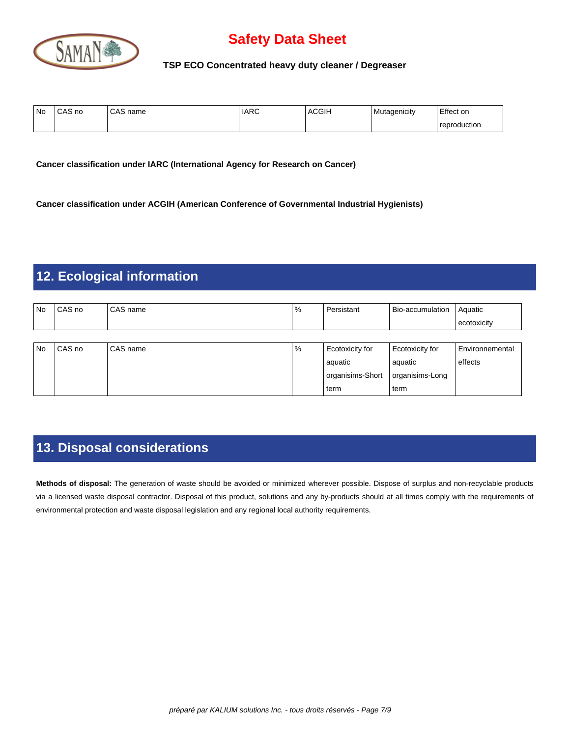| No | CAS no | CAS name | IARC | ACGIH | Mutagenicity | Effect on reproduction |
|---|---|---|---|---|---|---|

**Cancer classification under IARC (International Agency for Research on Cancer)**

**Cancer classification under ACGIH (American Conference of Governmental Industrial Hygienists)**

## 12. Ecological information

| No | CAS no | CAS name | % | Persistant | Bio-accumulation | Aquatic ecotoxicity |
|---|---|---|---|---|---|---|

| No | CAS no | CAS name | % | Ecotoxicity for aquatic organisims-Short term | Ecotoxicity for aquatic organisims-Long term | Environnemental effects |
|---|---|---|---|---|---|---|

## 13. Disposal considerations

**Methods of disposal:** The generation of waste should be avoided or minimized wherever possible. Dispose of surplus and non-recyclable products via a licensed waste disposal contractor. Disposal of this product, solutions and any by-products should at all times comply with the requirements of environmental protection and waste disposal legislation and any regional local authority requirements.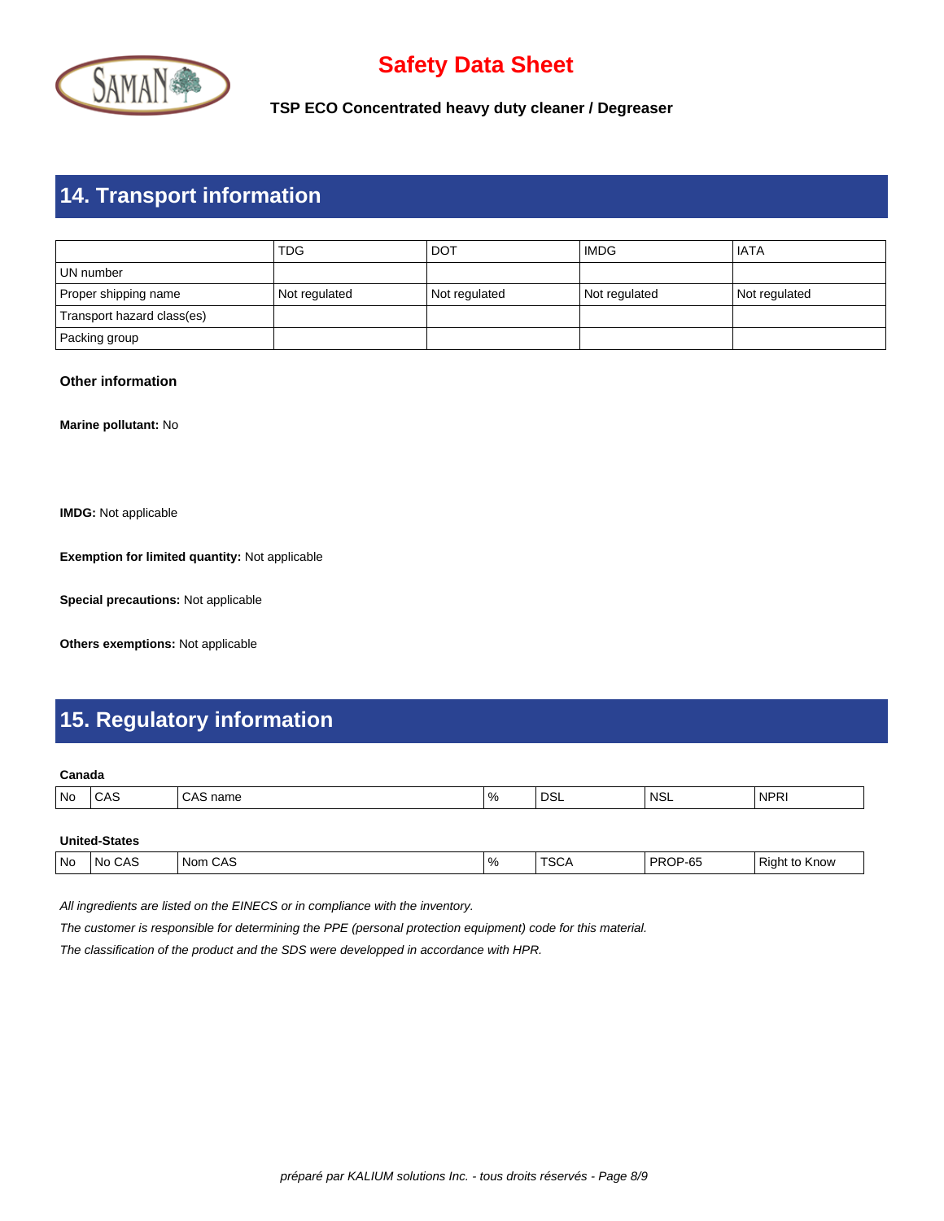## 14. Transport information

| | TDG | DOT | IMDG | IATA |
|---|---|---|---|---|
| UN number | | | | |
| Proper shipping name | Not regulated | Not regulated | Not regulated | Not regulated |
| Transport hazard class(es) | | | | |
| Packing group | | | | |

### Other information

**Marine pollutant:** No

**IMDG:** Not applicable

**Exemption for limited quantity:** Not applicable

**Special precautions:** Not applicable

**Others exemptions:** Not applicable

## 15. Regulatory information

**Canada**

| No | CAS | CAS name | % | DSL | NSL | NPRI |
|---|---|---|---|---|---|---|

**United-States**

| No | No CAS | Nom CAS | % | TSCA | PROP-65 | Right to Know |
|---|---|---|---|---|---|---|

*All ingredients are listed on the EINECS or in compliance with the inventory.*

*The customer is responsible for determining the PPE (personal protection equipment) code for this material.*

*The classification of the product and the SDS were developped in accordance with HPR.*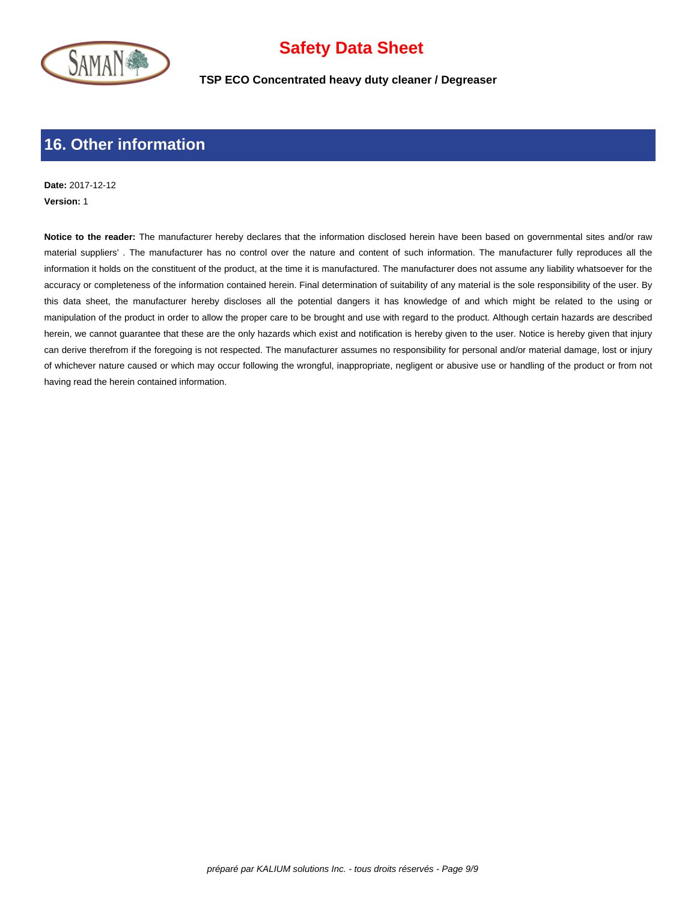## 16. Other information

**Date:** 2017-12-12

**Version:** 1

**Notice to the reader:** The manufacturer hereby declares that the information disclosed herein have been based on governmental sites and/or raw material suppliers' . The manufacturer has no control over the nature and content of such information. The manufacturer fully reproduces all the information it holds on the constituent of the product, at the time it is manufactured. The manufacturer does not assume any liability whatsoever for the accuracy or completeness of the information contained herein. Final determination of suitability of any material is the sole responsibility of the user. By this data sheet, the manufacturer hereby discloses all the potential dangers it has knowledge of and which might be related to the using or manipulation of the product in order to allow the proper care to be brought and use with regard to the product. Although certain hazards are described herein, we cannot guarantee that these are the only hazards which exist and notification is hereby given to the user. Notice is hereby given that injury can derive therefrom if the foregoing is not respected. The manufacturer assumes no responsibility for personal and/or material damage, lost or injury of whichever nature caused or which may occur following the wrongful, inappropriate, negligent or abusive use or handling of the product or from not having read the herein contained information.